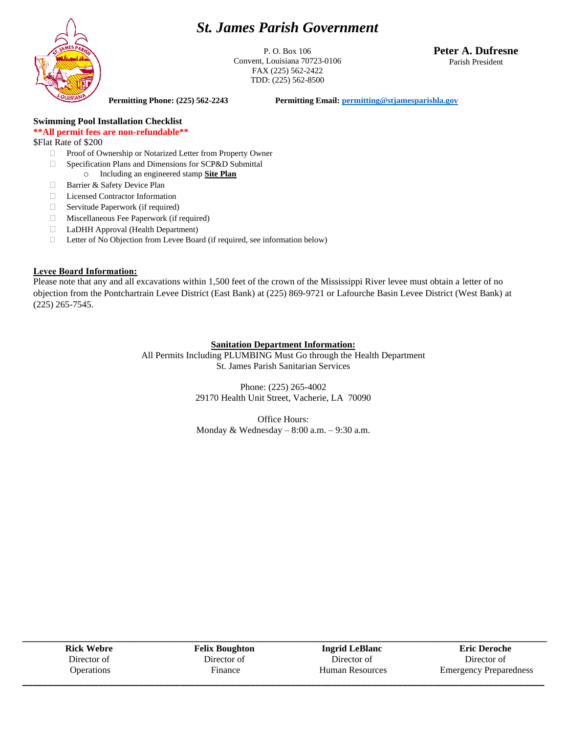# *St. James Parish Government*

P. O. Box 106
Convent, Louisiana 70723-0106
FAX (225) 562-2422
TDD: (225) 562-8500

**Peter A. Dufresne**
Parish President

**Permitting Phone: (225) 562-2243** **Permitting Email: [permitting@stjamesparishla.gov](mailto:permitting@stjamesparishla.gov)**

**Swimming Pool Installation Checklist**

****All permit fees are non-refundable****

$Flat Rate of $200

- ☐ Proof of Ownership or Notarized Letter from Property Owner
- ☐ Specification Plans and Dimensions for SCP&D Submittal
  - Including an engineered stamp **Site Plan**
- ☐ Barrier & Safety Device Plan
- ☐ Licensed Contractor Information
- ☐ Servitude Paperwork (if required)
- ☐ Miscellaneous Fee Paperwork (if required)
- ☐ LaDHH Approval (Health Department)
- ☐ Letter of No Objection from Levee Board (if required, see information below)

**Levee Board Information:**

Please note that any and all excavations within 1,500 feet of the crown of the Mississippi River levee must obtain a letter of no objection from the Pontchartrain Levee District (East Bank) at (225) 869-9721 or Lafourche Basin Levee District (West Bank) at (225) 265-7545.

**Sanitation Department Information:**

All Permits Including PLUMBING Must Go through the Health Department
St. James Parish Sanitarian Services

Phone: (225) 265-4002
29170 Health Unit Street, Vacherie, LA 70090

Office Hours:
Monday & Wednesday – 8:00 a.m. – 9:30 a.m.

| **Rick Webre** | **Felix Boughton** | **Ingrid LeBlanc** | **Eric Deroche** |
|---|---|---|---|
| Director of Operations | Director of Finance | Director of Human Resources | Director of Emergency Preparedness |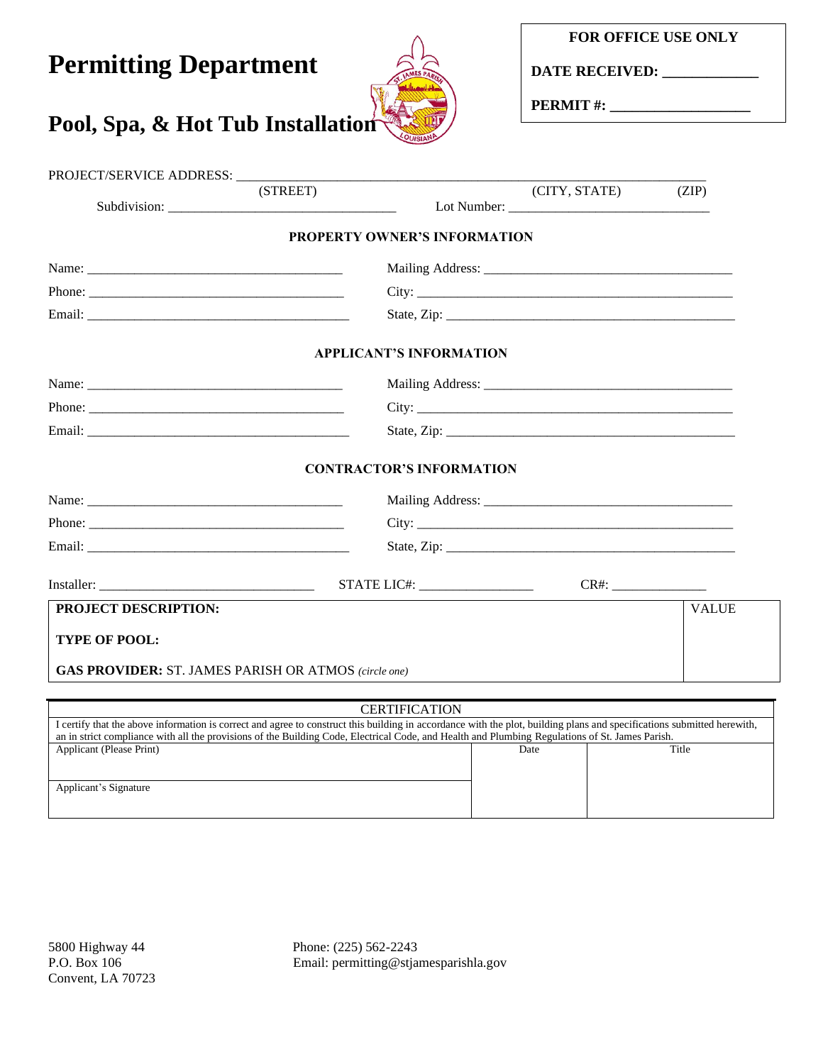# Permitting Department

## Pool, Spa, & Hot Tub Installation

| FOR OFFICE USE ONLY |
|---|
| **DATE RECEIVED:** _____________ |
| **PERMIT #:** ___________________ |

PROJECT/SERVICE ADDRESS: ___________________________________________________________________
(STREET) (CITY, STATE) (ZIP)

Subdivision: ________________________________ Lot Number: _____________________________

**PROPERTY OWNER'S INFORMATION**

Name: ______________________________________ Mailing Address: ____________________________________

Phone: ______________________________________ City: ________________________________________________

Email: ______________________________________ State, Zip: ____________________________________________

**APPLICANT'S INFORMATION**

Name: ______________________________________ Mailing Address: ____________________________________

Phone: ______________________________________ City: ________________________________________________

Email: ______________________________________ State, Zip: ____________________________________________

**CONTRACTOR'S INFORMATION**

Name: ______________________________________ Mailing Address: ____________________________________

Phone: ______________________________________ City: ________________________________________________

Email: ______________________________________ State, Zip: ____________________________________________

Installer: ________________________________ STATE LIC#: ________________ CR#: ______________

| **PROJECT DESCRIPTION:** | VALUE |
|---|---|
| **TYPE OF POOL:** | |
| **GAS PROVIDER:** ST. JAMES PARISH OR ATMOS *(circle one)* | |

| CERTIFICATION | | |
|---|---|---|
| I certify that the above information is correct and agree to construct this building in accordance with the plot, building plans and specifications submitted herewith, an in strict compliance with all the provisions of the Building Code, Electrical Code, and Health and Plumbing Regulations of St. James Parish. | | |
| Applicant (Please Print) | Date | Title |
| Applicant's Signature | | |

5800 Highway 44
P.O. Box 106
Convent, LA 70723

Phone: (225) 562-2243
Email: permitting@stjamesparishla.gov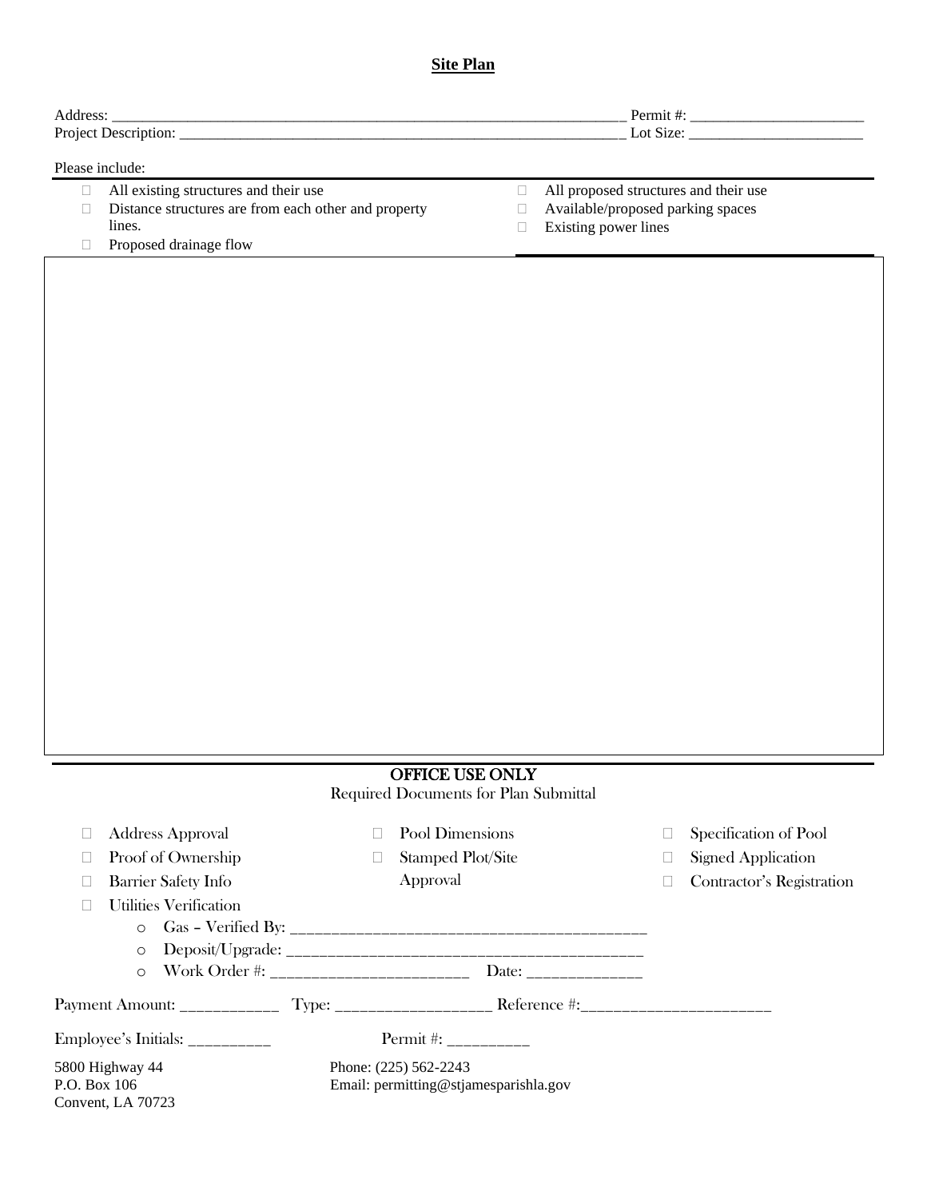# Site Plan

Address: ______________________________________________________________________ Permit #: _______________________

Project Description: _____________________________________________________________ Lot Size: _______________________

Please include:

- ☐ All existing structures and their use
- ☐ Distance structures are from each other and property lines.
- ☐ Proposed drainage flow
- ☐ All proposed structures and their use
- ☐ Available/proposed parking spaces
- ☐ Existing power lines

## OFFICE USE ONLY

Required Documents for Plan Submittal

- ☐ Address Approval
- ☐ Proof of Ownership
- ☐ Barrier Safety Info
- ☐ Utilities Verification
  - Gas – Verified By: ___________________________________________
  - Deposit/Upgrade: ___________________________________________
  - Work Order #: ________________________ Date: ______________
- ☐ Pool Dimensions
- ☐ Stamped Plot/Site Approval
- ☐ Specification of Pool
- ☐ Signed Application
- ☐ Contractor's Registration

Payment Amount: ____________ Type: ___________________ Reference #:_______________________

Employee's Initials: __________ Permit #: __________

5800 Highway 44
P.O. Box 106
Convent, LA 70723

Phone: (225) 562-2243
Email: permitting@stjamesparishla.gov